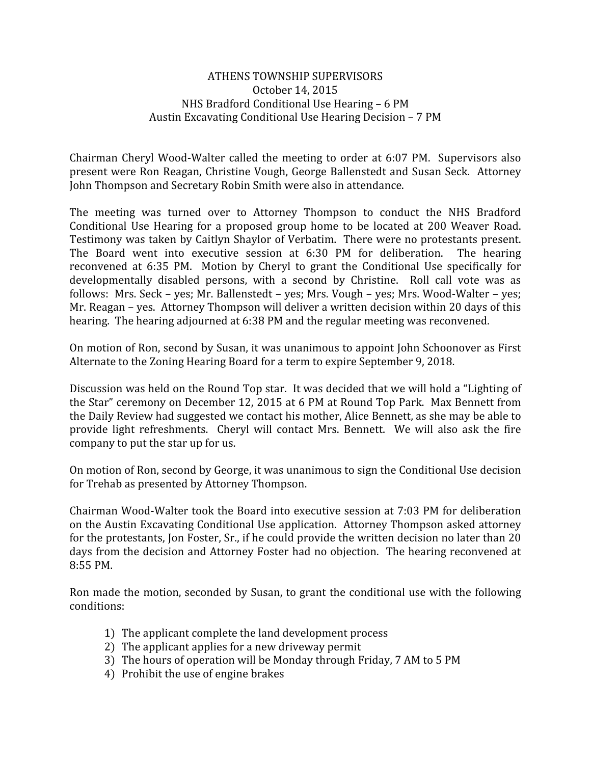# ATHENS TOWNSHIP SUPERVISORS
October 14, 2015
NHS Bradford Conditional Use Hearing – 6 PM
Austin Excavating Conditional Use Hearing Decision – 7 PM

Chairman Cheryl Wood-Walter called the meeting to order at 6:07 PM. Supervisors also present were Ron Reagan, Christine Vough, George Ballenstedt and Susan Seck. Attorney John Thompson and Secretary Robin Smith were also in attendance.

The meeting was turned over to Attorney Thompson to conduct the NHS Bradford Conditional Use Hearing for a proposed group home to be located at 200 Weaver Road. Testimony was taken by Caitlyn Shaylor of Verbatim. There were no protestants present. The Board went into executive session at 6:30 PM for deliberation. The hearing reconvened at 6:35 PM. Motion by Cheryl to grant the Conditional Use specifically for developmentally disabled persons, with a second by Christine. Roll call vote was as follows: Mrs. Seck – yes; Mr. Ballenstedt – yes; Mrs. Vough – yes; Mrs. Wood-Walter – yes; Mr. Reagan – yes. Attorney Thompson will deliver a written decision within 20 days of this hearing. The hearing adjourned at 6:38 PM and the regular meeting was reconvened.

On motion of Ron, second by Susan, it was unanimous to appoint John Schoonover as First Alternate to the Zoning Hearing Board for a term to expire September 9, 2018.

Discussion was held on the Round Top star. It was decided that we will hold a "Lighting of the Star" ceremony on December 12, 2015 at 6 PM at Round Top Park. Max Bennett from the Daily Review had suggested we contact his mother, Alice Bennett, as she may be able to provide light refreshments. Cheryl will contact Mrs. Bennett. We will also ask the fire company to put the star up for us.

On motion of Ron, second by George, it was unanimous to sign the Conditional Use decision for Trehab as presented by Attorney Thompson.

Chairman Wood-Walter took the Board into executive session at 7:03 PM for deliberation on the Austin Excavating Conditional Use application. Attorney Thompson asked attorney for the protestants, Jon Foster, Sr., if he could provide the written decision no later than 20 days from the decision and Attorney Foster had no objection. The hearing reconvened at 8:55 PM.

Ron made the motion, seconded by Susan, to grant the conditional use with the following conditions:

1) The applicant complete the land development process
2) The applicant applies for a new driveway permit
3) The hours of operation will be Monday through Friday, 7 AM to 5 PM
4) Prohibit the use of engine brakes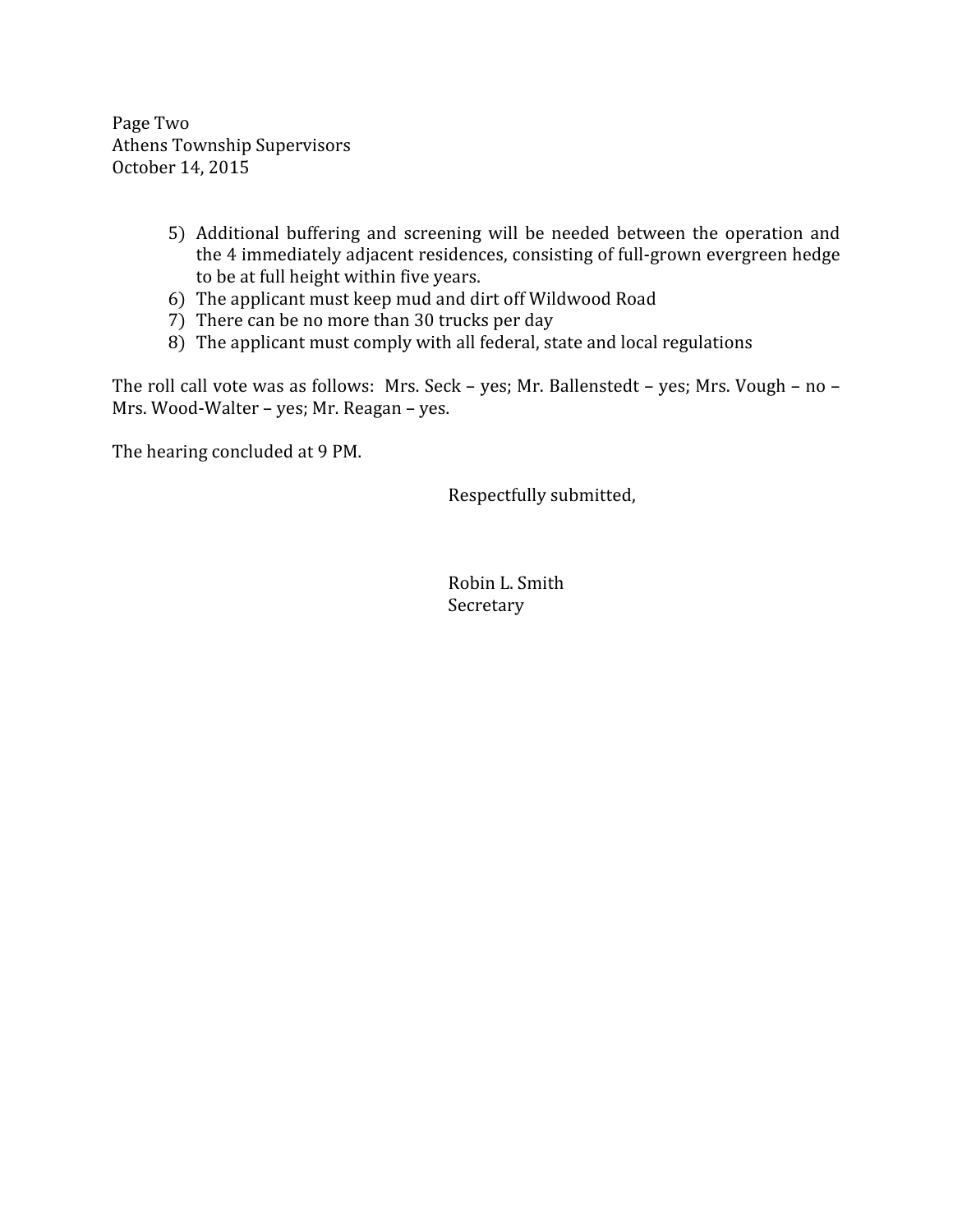5) Additional buffering and screening will be needed between the operation and the 4 immediately adjacent residences, consisting of full-grown evergreen hedge to be at full height within five years.
6) The applicant must keep mud and dirt off Wildwood Road
7) There can be no more than 30 trucks per day
8) The applicant must comply with all federal, state and local regulations

The roll call vote was as follows: Mrs. Seck – yes; Mr. Ballenstedt – yes; Mrs. Vough – no – Mrs. Wood-Walter – yes; Mr. Reagan – yes.

The hearing concluded at 9 PM.

Respectfully submitted,

Robin L. Smith
Secretary